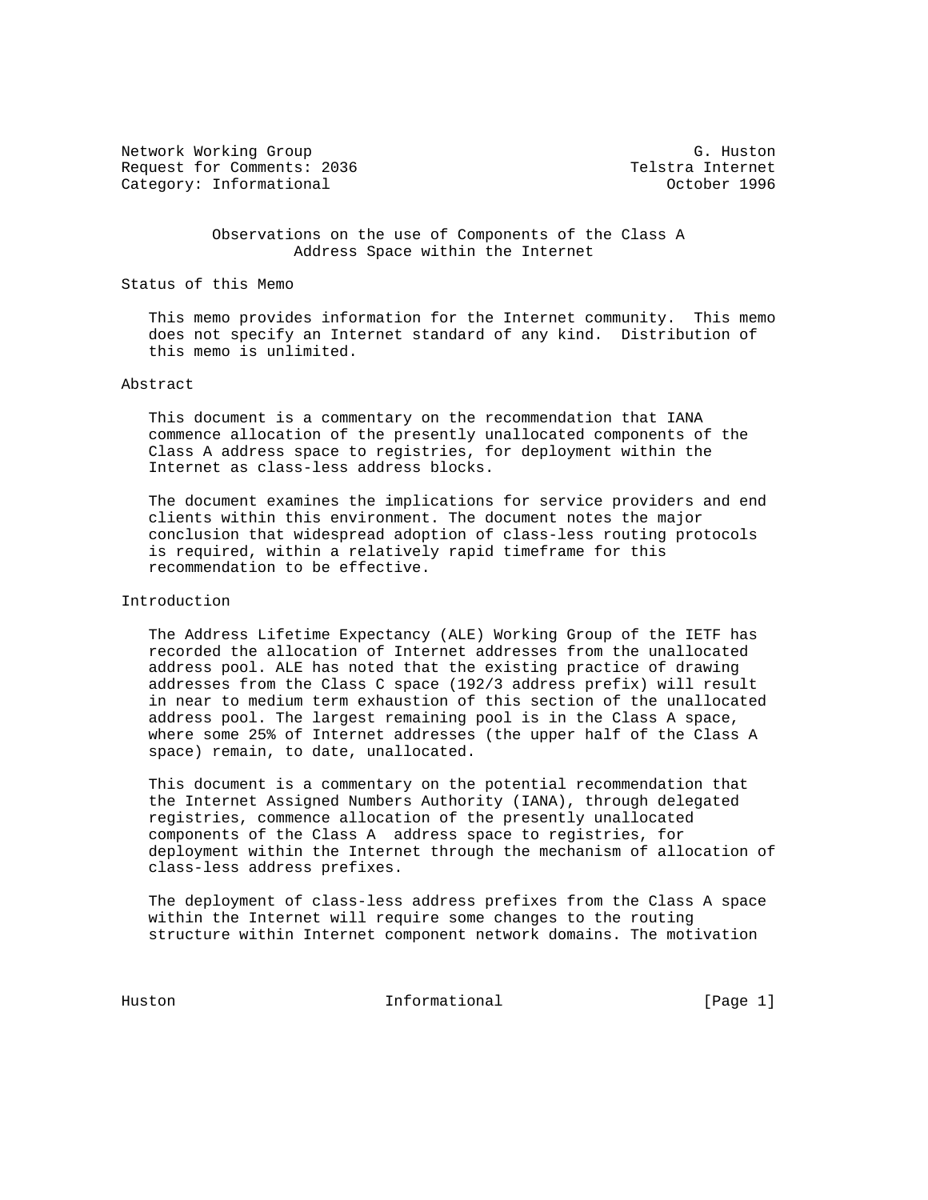Network Working Group G. Huston
Request for Comments: 2036 Telstra Internet
Category: Informational October 1996

# Observations on the use of Components of the Class A Address Space within the Internet

## Status of this Memo

This memo provides information for the Internet community. This memo does not specify an Internet standard of any kind. Distribution of this memo is unlimited.

## Abstract

This document is a commentary on the recommendation that IANA commence allocation of the presently unallocated components of the Class A address space to registries, for deployment within the Internet as class-less address blocks.

The document examines the implications for service providers and end clients within this environment. The document notes the major conclusion that widespread adoption of class-less routing protocols is required, within a relatively rapid timeframe for this recommendation to be effective.

## Introduction

The Address Lifetime Expectancy (ALE) Working Group of the IETF has recorded the allocation of Internet addresses from the unallocated address pool. ALE has noted that the existing practice of drawing addresses from the Class C space (192/3 address prefix) will result in near to medium term exhaustion of this section of the unallocated address pool. The largest remaining pool is in the Class A space, where some 25% of Internet addresses (the upper half of the Class A space) remain, to date, unallocated.

This document is a commentary on the potential recommendation that the Internet Assigned Numbers Authority (IANA), through delegated registries, commence allocation of the presently unallocated components of the Class A address space to registries, for deployment within the Internet through the mechanism of allocation of class-less address prefixes.

The deployment of class-less address prefixes from the Class A space within the Internet will require some changes to the routing structure within Internet component network domains. The motivation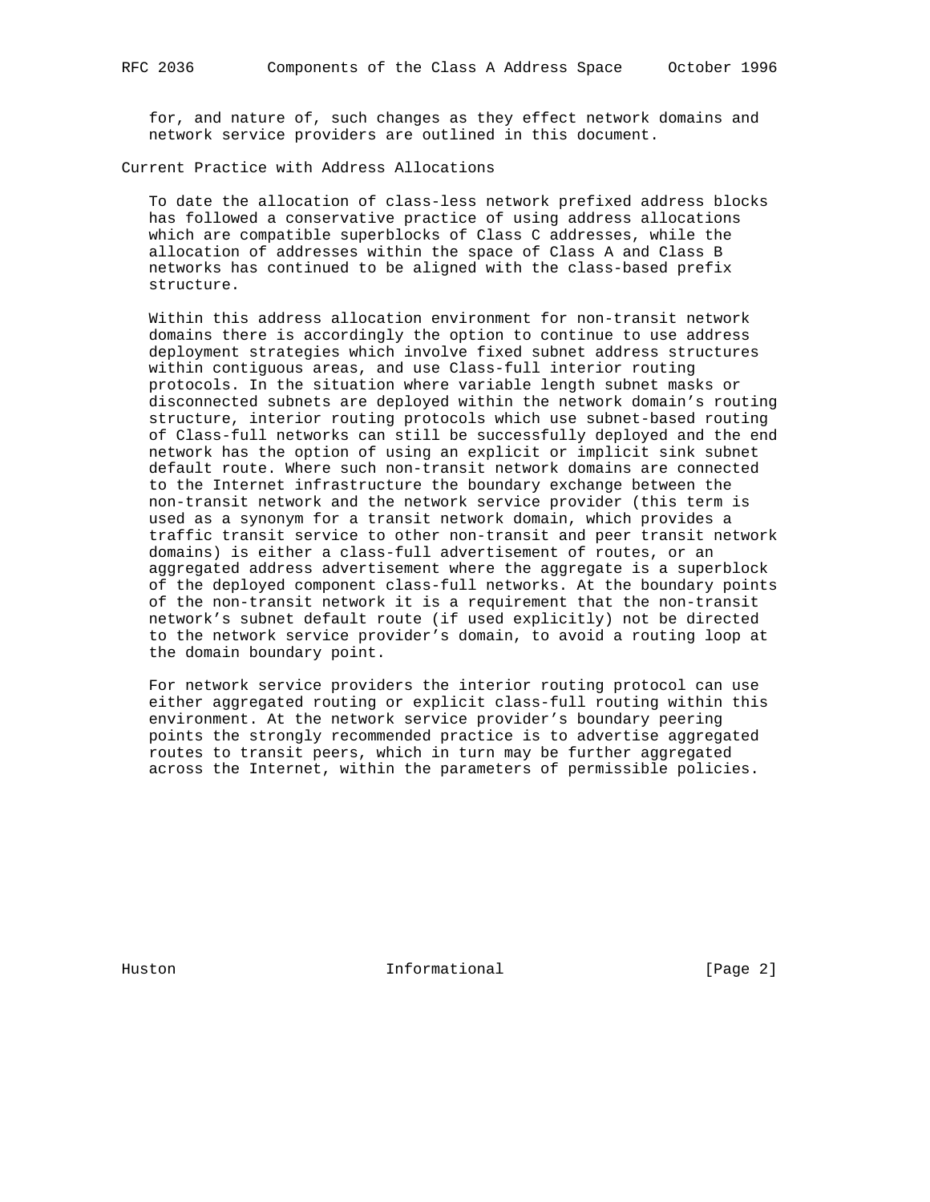for, and nature of, such changes as they effect network domains and network service providers are outlined in this document.

## Current Practice with Address Allocations

To date the allocation of class-less network prefixed address blocks has followed a conservative practice of using address allocations which are compatible superblocks of Class C addresses, while the allocation of addresses within the space of Class A and Class B networks has continued to be aligned with the class-based prefix structure.

Within this address allocation environment for non-transit network domains there is accordingly the option to continue to use address deployment strategies which involve fixed subnet address structures within contiguous areas, and use Class-full interior routing protocols. In the situation where variable length subnet masks or disconnected subnets are deployed within the network domain's routing structure, interior routing protocols which use subnet-based routing of Class-full networks can still be successfully deployed and the end network has the option of using an explicit or implicit sink subnet default route. Where such non-transit network domains are connected to the Internet infrastructure the boundary exchange between the non-transit network and the network service provider (this term is used as a synonym for a transit network domain, which provides a traffic transit service to other non-transit and peer transit network domains) is either a class-full advertisement of routes, or an aggregated address advertisement where the aggregate is a superblock of the deployed component class-full networks. At the boundary points of the non-transit network it is a requirement that the non-transit network's subnet default route (if used explicitly) not be directed to the network service provider's domain, to avoid a routing loop at the domain boundary point.

For network service providers the interior routing protocol can use either aggregated routing or explicit class-full routing within this environment. At the network service provider's boundary peering points the strongly recommended practice is to advertise aggregated routes to transit peers, which in turn may be further aggregated across the Internet, within the parameters of permissible policies.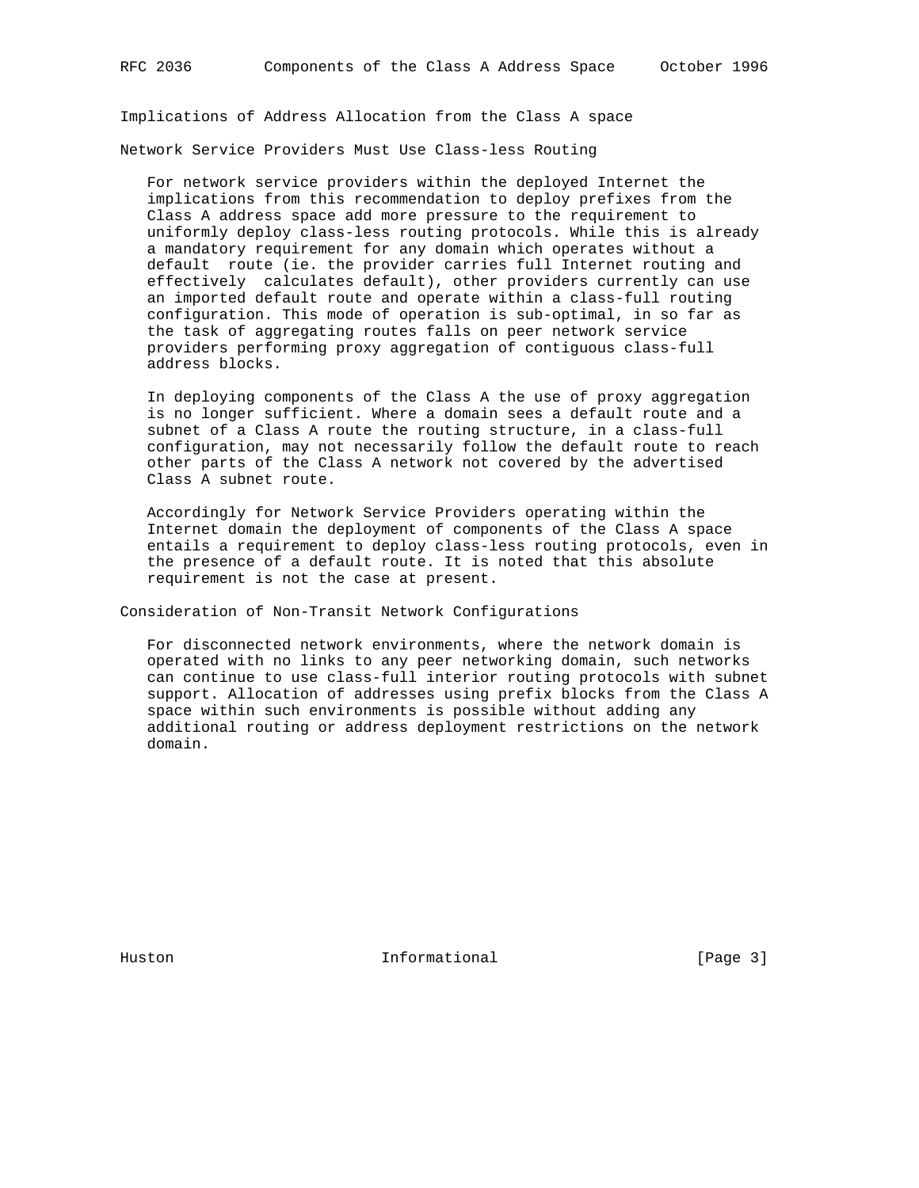## Implications of Address Allocation from the Class A space

### Network Service Providers Must Use Class-less Routing

For network service providers within the deployed Internet the implications from this recommendation to deploy prefixes from the Class A address space add more pressure to the requirement to uniformly deploy class-less routing protocols. While this is already a mandatory requirement for any domain which operates without a default route (ie. the provider carries full Internet routing and effectively calculates default), other providers currently can use an imported default route and operate within a class-full routing configuration. This mode of operation is sub-optimal, in so far as the task of aggregating routes falls on peer network service providers performing proxy aggregation of contiguous class-full address blocks.

In deploying components of the Class A the use of proxy aggregation is no longer sufficient. Where a domain sees a default route and a subnet of a Class A route the routing structure, in a class-full configuration, may not necessarily follow the default route to reach other parts of the Class A network not covered by the advertised Class A subnet route.

Accordingly for Network Service Providers operating within the Internet domain the deployment of components of the Class A space entails a requirement to deploy class-less routing protocols, even in the presence of a default route. It is noted that this absolute requirement is not the case at present.

### Consideration of Non-Transit Network Configurations

For disconnected network environments, where the network domain is operated with no links to any peer networking domain, such networks can continue to use class-full interior routing protocols with subnet support. Allocation of addresses using prefix blocks from the Class A space within such environments is possible without adding any additional routing or address deployment restrictions on the network domain.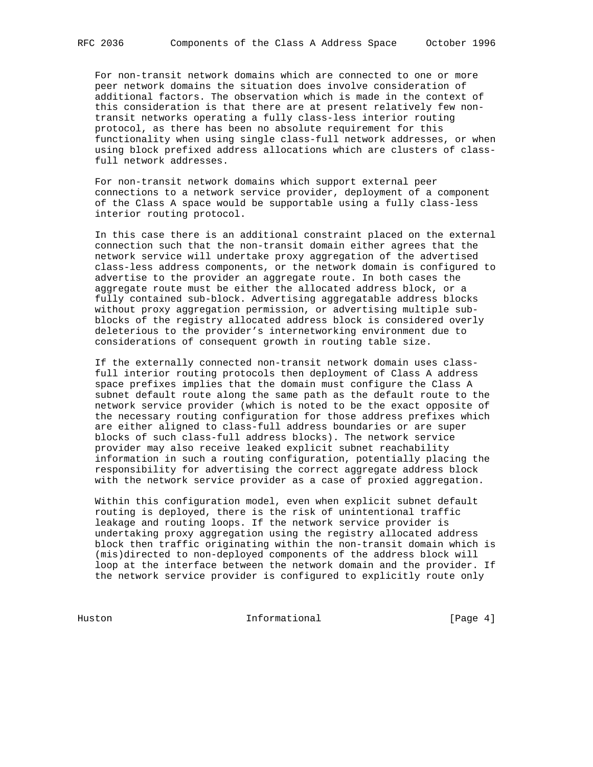For non-transit network domains which are connected to one or more peer network domains the situation does involve consideration of additional factors. The observation which is made in the context of this consideration is that there are at present relatively few non-transit networks operating a fully class-less interior routing protocol, as there has been no absolute requirement for this functionality when using single class-full network addresses, or when using block prefixed address allocations which are clusters of class-full network addresses.

For non-transit network domains which support external peer connections to a network service provider, deployment of a component of the Class A space would be supportable using a fully class-less interior routing protocol.

In this case there is an additional constraint placed on the external connection such that the non-transit domain either agrees that the network service will undertake proxy aggregation of the advertised class-less address components, or the network domain is configured to advertise to the provider an aggregate route. In both cases the aggregate route must be either the allocated address block, or a fully contained sub-block. Advertising aggregatable address blocks without proxy aggregation permission, or advertising multiple sub-blocks of the registry allocated address block is considered overly deleterious to the provider's internetworking environment due to considerations of consequent growth in routing table size.

If the externally connected non-transit network domain uses class-full interior routing protocols then deployment of Class A address space prefixes implies that the domain must configure the Class A subnet default route along the same path as the default route to the network service provider (which is noted to be the exact opposite of the necessary routing configuration for those address prefixes which are either aligned to class-full address boundaries or are super blocks of such class-full address blocks). The network service provider may also receive leaked explicit subnet reachability information in such a routing configuration, potentially placing the responsibility for advertising the correct aggregate address block with the network service provider as a case of proxied aggregation.

Within this configuration model, even when explicit subnet default routing is deployed, there is the risk of unintentional traffic leakage and routing loops. If the network service provider is undertaking proxy aggregation using the registry allocated address block then traffic originating within the non-transit domain which is (mis)directed to non-deployed components of the address block will loop at the interface between the network domain and the provider. If the network service provider is configured to explicitly route only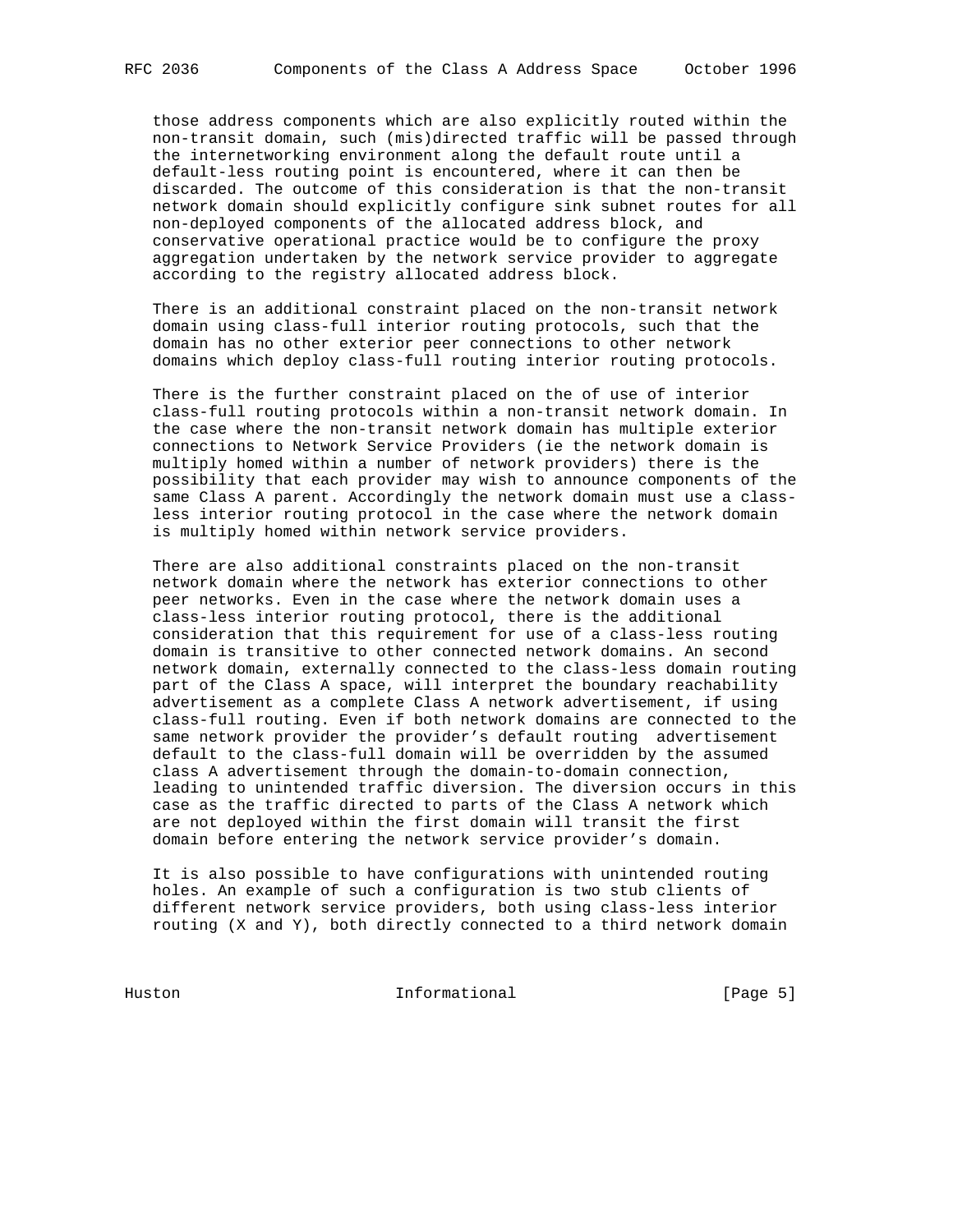those address components which are also explicitly routed within the non-transit domain, such (mis)directed traffic will be passed through the internetworking environment along the default route until a default-less routing point is encountered, where it can then be discarded. The outcome of this consideration is that the non-transit network domain should explicitly configure sink subnet routes for all non-deployed components of the allocated address block, and conservative operational practice would be to configure the proxy aggregation undertaken by the network service provider to aggregate according to the registry allocated address block.

There is an additional constraint placed on the non-transit network domain using class-full interior routing protocols, such that the domain has no other exterior peer connections to other network domains which deploy class-full routing interior routing protocols.

There is the further constraint placed on the of use of interior class-full routing protocols within a non-transit network domain. In the case where the non-transit network domain has multiple exterior connections to Network Service Providers (ie the network domain is multiply homed within a number of network providers) there is the possibility that each provider may wish to announce components of the same Class A parent. Accordingly the network domain must use a class-less interior routing protocol in the case where the network domain is multiply homed within network service providers.

There are also additional constraints placed on the non-transit network domain where the network has exterior connections to other peer networks. Even in the case where the network domain uses a class-less interior routing protocol, there is the additional consideration that this requirement for use of a class-less routing domain is transitive to other connected network domains. An second network domain, externally connected to the class-less domain routing part of the Class A space, will interpret the boundary reachability advertisement as a complete Class A network advertisement, if using class-full routing. Even if both network domains are connected to the same network provider the provider's default routing advertisement default to the class-full domain will be overridden by the assumed class A advertisement through the domain-to-domain connection, leading to unintended traffic diversion. The diversion occurs in this case as the traffic directed to parts of the Class A network which are not deployed within the first domain will transit the first domain before entering the network service provider's domain.

It is also possible to have configurations with unintended routing holes. An example of such a configuration is two stub clients of different network service providers, both using class-less interior routing (X and Y), both directly connected to a third network domain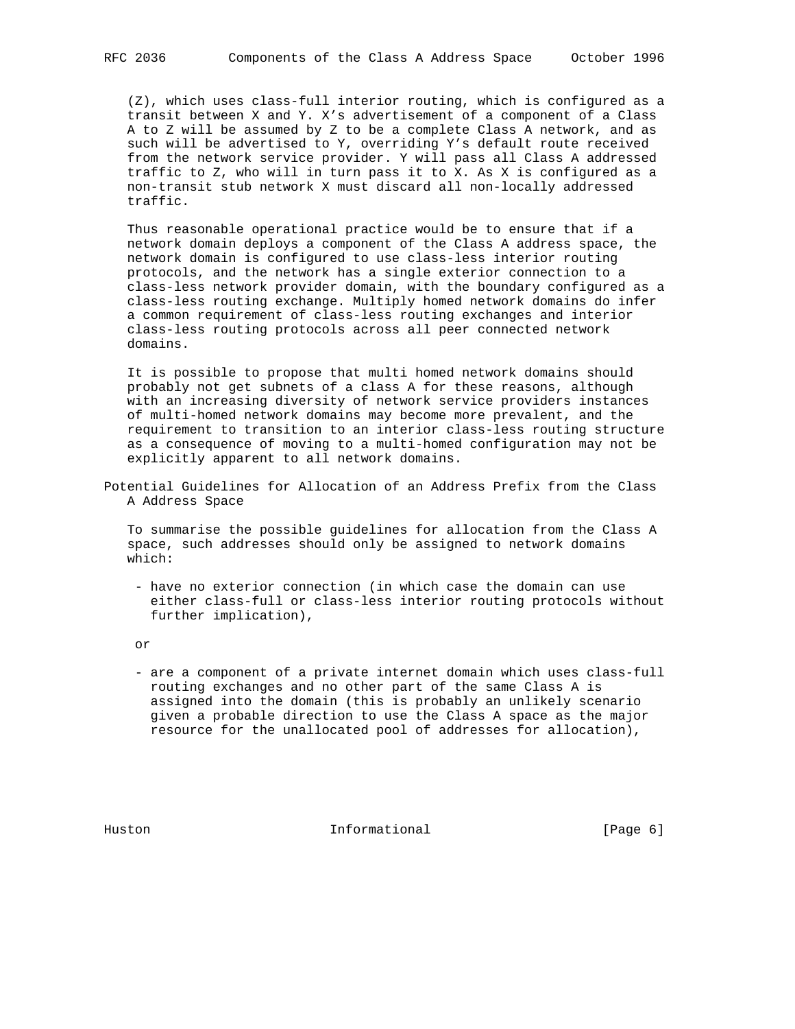(Z), which uses class-full interior routing, which is configured as a transit between X and Y. X's advertisement of a component of a Class A to Z will be assumed by Z to be a complete Class A network, and as such will be advertised to Y, overriding Y's default route received from the network service provider. Y will pass all Class A addressed traffic to Z, who will in turn pass it to X. As X is configured as a non-transit stub network X must discard all non-locally addressed traffic.

Thus reasonable operational practice would be to ensure that if a network domain deploys a component of the Class A address space, the network domain is configured to use class-less interior routing protocols, and the network has a single exterior connection to a class-less network provider domain, with the boundary configured as a class-less routing exchange. Multiply homed network domains do infer a common requirement of class-less routing exchanges and interior class-less routing protocols across all peer connected network domains.

It is possible to propose that multi homed network domains should probably not get subnets of a class A for these reasons, although with an increasing diversity of network service providers instances of multi-homed network domains may become more prevalent, and the requirement to transition to an interior class-less routing structure as a consequence of moving to a multi-homed configuration may not be explicitly apparent to all network domains.

## Potential Guidelines for Allocation of an Address Prefix from the Class A Address Space

To summarise the possible guidelines for allocation from the Class A space, such addresses should only be assigned to network domains which:

- have no exterior connection (in which case the domain can use either class-full or class-less interior routing protocols without further implication),

or

- are a component of a private internet domain which uses class-full routing exchanges and no other part of the same Class A is assigned into the domain (this is probably an unlikely scenario given a probable direction to use the Class A space as the major resource for the unallocated pool of addresses for allocation),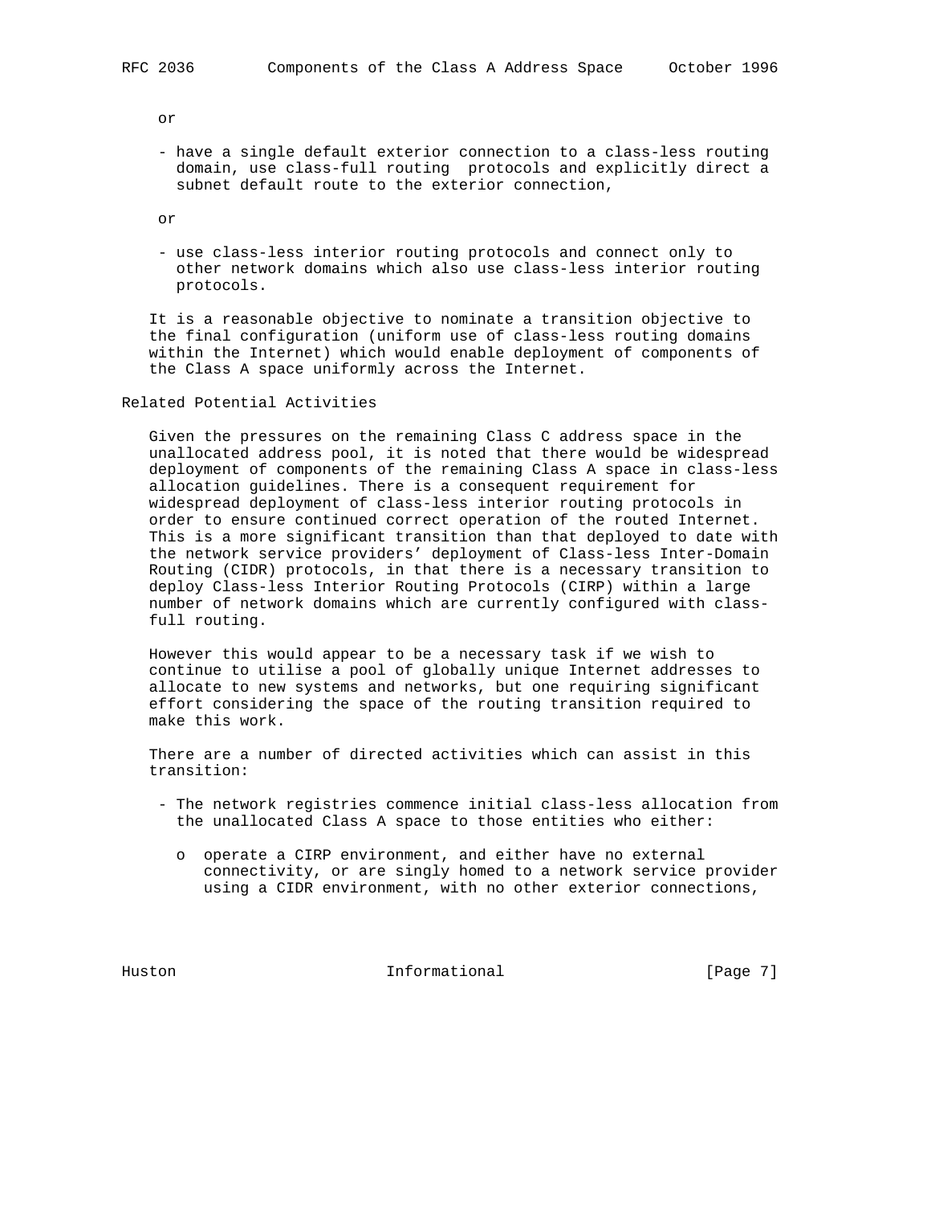or

- have a single default exterior connection to a class-less routing domain, use class-full routing protocols and explicitly direct a subnet default route to the exterior connection,

or

- use class-less interior routing protocols and connect only to other network domains which also use class-less interior routing protocols.

It is a reasonable objective to nominate a transition objective to the final configuration (uniform use of class-less routing domains within the Internet) which would enable deployment of components of the Class A space uniformly across the Internet.

## Related Potential Activities

Given the pressures on the remaining Class C address space in the unallocated address pool, it is noted that there would be widespread deployment of components of the remaining Class A space in class-less allocation guidelines. There is a consequent requirement for widespread deployment of class-less interior routing protocols in order to ensure continued correct operation of the routed Internet. This is a more significant transition than that deployed to date with the network service providers' deployment of Class-less Inter-Domain Routing (CIDR) protocols, in that there is a necessary transition to deploy Class-less Interior Routing Protocols (CIRP) within a large number of network domains which are currently configured with class-full routing.

However this would appear to be a necessary task if we wish to continue to utilise a pool of globally unique Internet addresses to allocate to new systems and networks, but one requiring significant effort considering the space of the routing transition required to make this work.

There are a number of directed activities which can assist in this transition:

- The network registries commence initial class-less allocation from the unallocated Class A space to those entities who either:

  - operate a CIRP environment, and either have no external connectivity, or are singly homed to a network service provider using a CIDR environment, with no other exterior connections,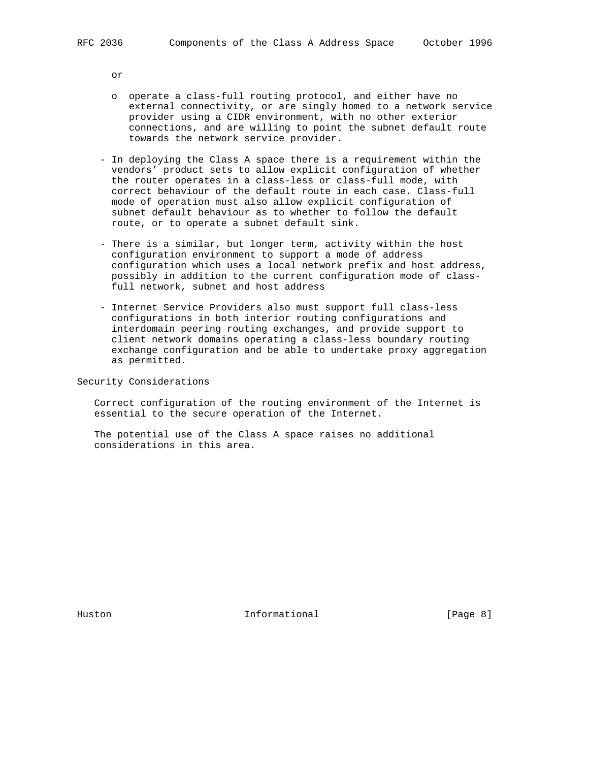or

- o operate a class-full routing protocol, and either have no external connectivity, or are singly homed to a network service provider using a CIDR environment, with no other exterior connections, and are willing to point the subnet default route towards the network service provider.

- In deploying the Class A space there is a requirement within the vendors' product sets to allow explicit configuration of whether the router operates in a class-less or class-full mode, with correct behaviour of the default route in each case. Class-full mode of operation must also allow explicit configuration of subnet default behaviour as to whether to follow the default route, or to operate a subnet default sink.

- There is a similar, but longer term, activity within the host configuration environment to support a mode of address configuration which uses a local network prefix and host address, possibly in addition to the current configuration mode of class-full network, subnet and host address

- Internet Service Providers also must support full class-less configurations in both interior routing configurations and interdomain peering routing exchanges, and provide support to client network domains operating a class-less boundary routing exchange configuration and be able to undertake proxy aggregation as permitted.

## Security Considerations

Correct configuration of the routing environment of the Internet is essential to the secure operation of the Internet.

The potential use of the Class A space raises no additional considerations in this area.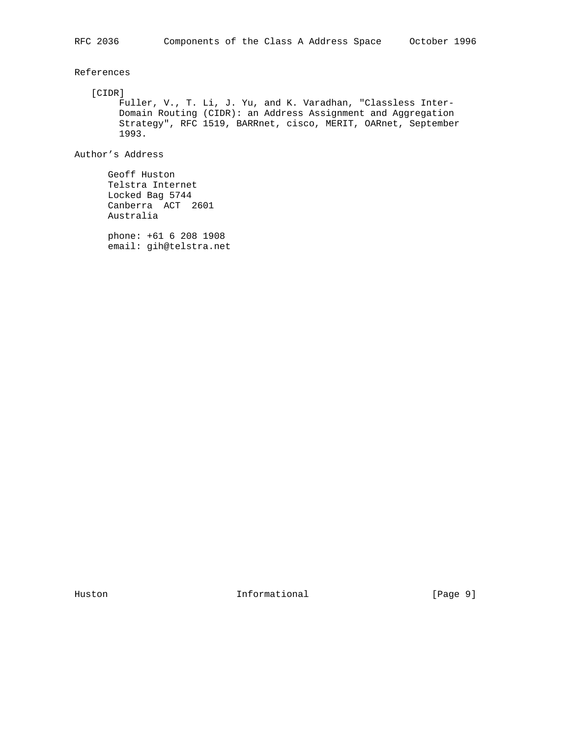## References

[CIDR]
Fuller, V., T. Li, J. Yu, and K. Varadhan, "Classless Inter-Domain Routing (CIDR): an Address Assignment and Aggregation Strategy", RFC 1519, BARRnet, cisco, MERIT, OARnet, September 1993.

## Author's Address

Geoff Huston
Telstra Internet
Locked Bag 5744
Canberra  ACT  2601
Australia

phone: +61 6 208 1908
email: gih@telstra.net